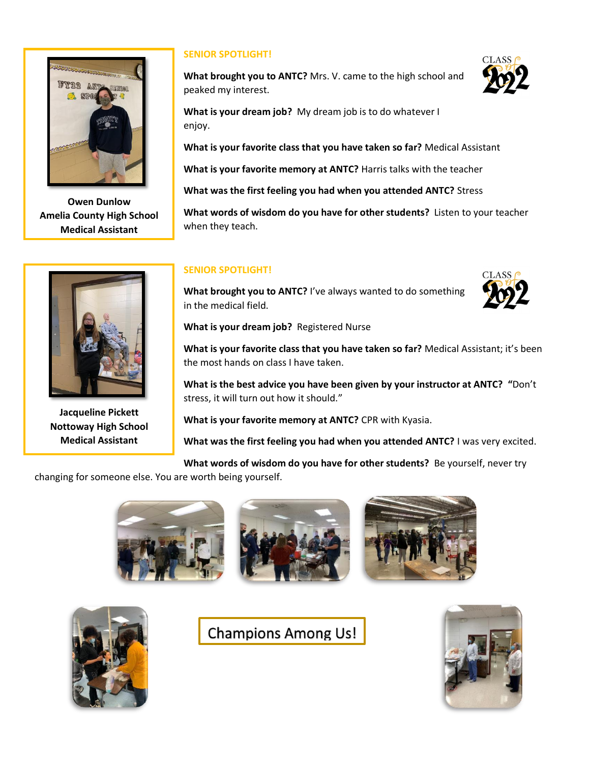**Owen Dunlow**
**Amelia County High School**
**Medical Assistant**

## SENIOR SPOTLIGHT!

**What brought you to ANTC?** Mrs. V. came to the high school and peaked my interest.

**What is your dream job?** My dream job is to do whatever I enjoy.

**What is your favorite class that you have taken so far?** Medical Assistant

**What is your favorite memory at ANTC?** Harris talks with the teacher

**What was the first feeling you had when you attended ANTC?** Stress

**What words of wisdom do you have for other students?** Listen to your teacher when they teach.

**Jacqueline Pickett**
**Nottoway High School**
**Medical Assistant**

## SENIOR SPOTLIGHT!

**What brought you to ANTC?** I've always wanted to do something in the medical field.

**What is your dream job?** Registered Nurse

**What is your favorite class that you have taken so far?** Medical Assistant; it's been the most hands on class I have taken.

**What is the best advice you have been given by your instructor at ANTC?** "Don't stress, it will turn out how it should."

**What is your favorite memory at ANTC?** CPR with Kyasia.

**What was the first feeling you had when you attended ANTC?** I was very excited.

**What words of wisdom do you have for other students?** Be yourself, never try changing for someone else. You are worth being yourself.

## Champions Among Us!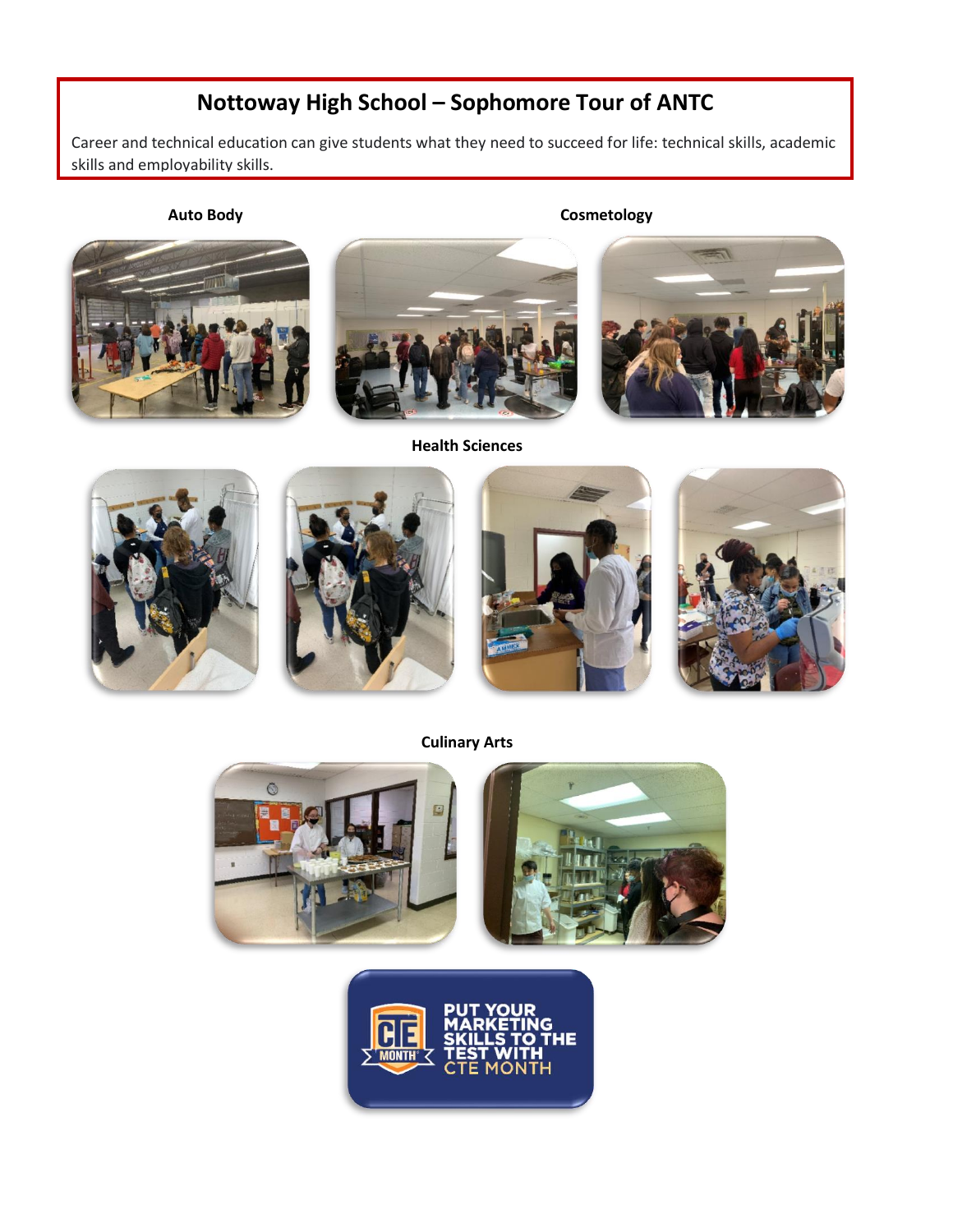# Nottoway High School – Sophomore Tour of ANTC

Career and technical education can give students what they need to succeed for life: technical skills, academic skills and employability skills.

**Auto Body**

**Cosmetology**

**Health Sciences**

**Culinary Arts**